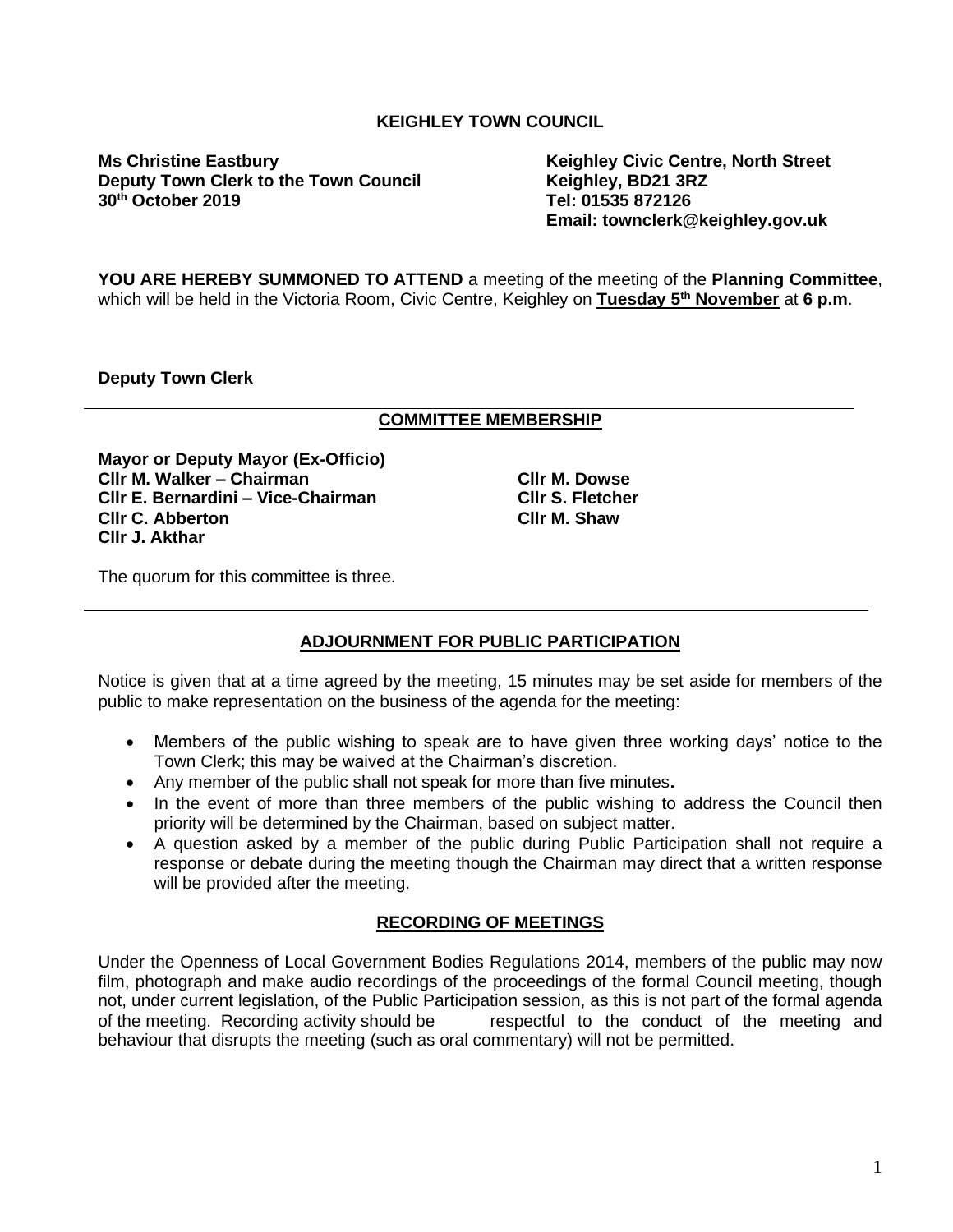**KEIGHLEY TOWN COUNCIL**

**Ms Christine Eastbury**
**Deputy Town Clerk to the Town Council**
**30th October 2019**

**Keighley Civic Centre, North Street**
**Keighley, BD21 3RZ**
**Tel: 01535 872126**
**Email: townclerk@keighley.gov.uk**

**YOU ARE HEREBY SUMMONED TO ATTEND** a meeting of the meeting of the **Planning Committee**, which will be held in the Victoria Room, Civic Centre, Keighley on **Tuesday 5th November** at **6 p.m**.

**Deputy Town Clerk**

## COMMITTEE MEMBERSHIP

**Mayor or Deputy Mayor (Ex-Officio)**
**Cllr M. Walker – Chairman**
**Cllr E. Bernardini – Vice-Chairman**
**Cllr C. Abberton**
**Cllr J. Akthar**
**Cllr M. Dowse**
**Cllr S. Fletcher**
**Cllr M. Shaw**

The quorum for this committee is three.

## ADJOURNMENT FOR PUBLIC PARTICIPATION

Notice is given that at a time agreed by the meeting, 15 minutes may be set aside for members of the public to make representation on the business of the agenda for the meeting:

- Members of the public wishing to speak are to have given three working days' notice to the Town Clerk; this may be waived at the Chairman's discretion.
- Any member of the public shall not speak for more than five minutes**.**
- In the event of more than three members of the public wishing to address the Council then priority will be determined by the Chairman, based on subject matter.
- A question asked by a member of the public during Public Participation shall not require a response or debate during the meeting though the Chairman may direct that a written response will be provided after the meeting.

## RECORDING OF MEETINGS

Under the Openness of Local Government Bodies Regulations 2014, members of the public may now film, photograph and make audio recordings of the proceedings of the formal Council meeting, though not, under current legislation, of the Public Participation session, as this is not part of the formal agenda of the meeting. Recording activity should be respectful to the conduct of the meeting and behaviour that disrupts the meeting (such as oral commentary) will not be permitted.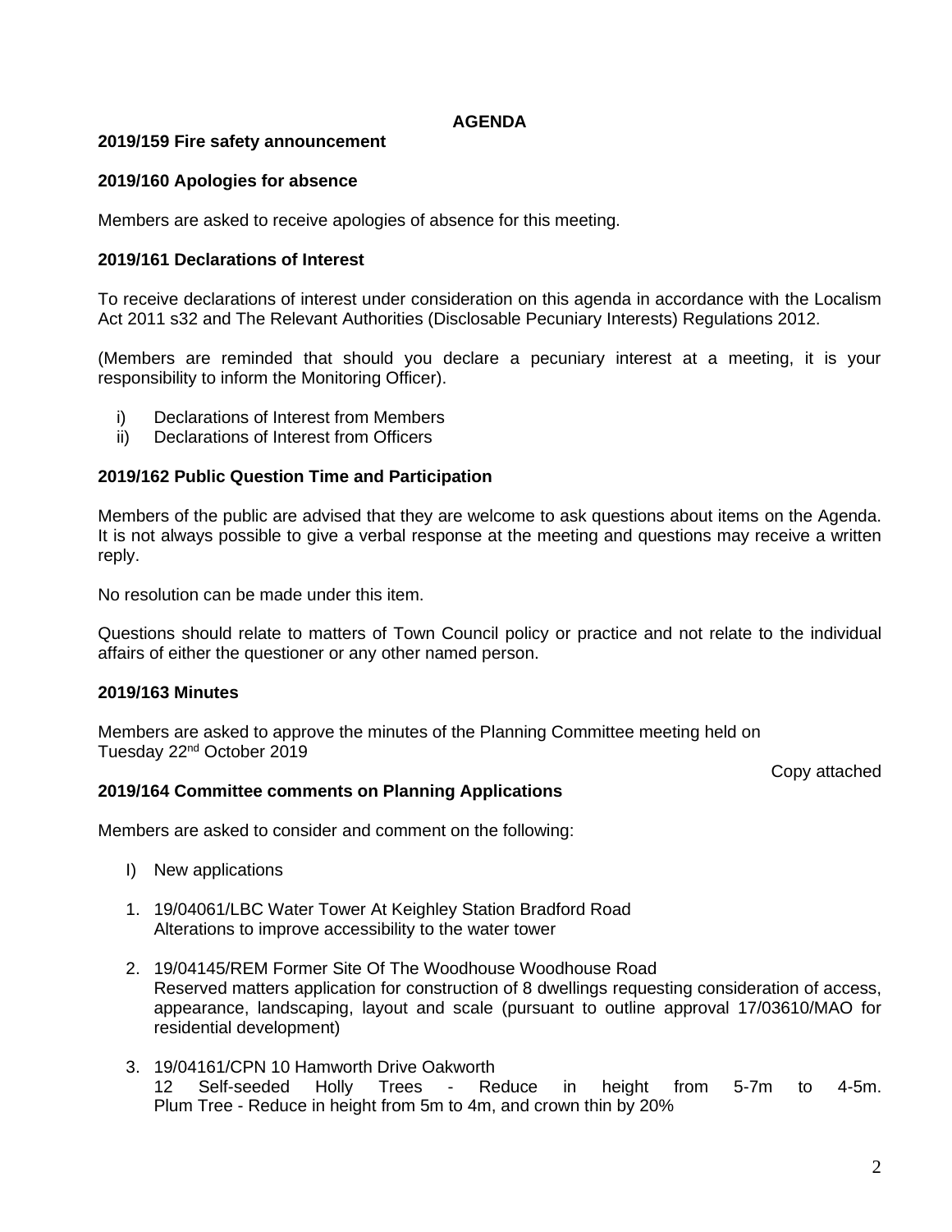# AGENDA

**2019/159 Fire safety announcement**

**2019/160 Apologies for absence**

Members are asked to receive apologies of absence for this meeting.

**2019/161 Declarations of Interest**

To receive declarations of interest under consideration on this agenda in accordance with the Localism Act 2011 s32 and The Relevant Authorities (Disclosable Pecuniary Interests) Regulations 2012.

(Members are reminded that should you declare a pecuniary interest at a meeting, it is your responsibility to inform the Monitoring Officer).

i) Declarations of Interest from Members
ii) Declarations of Interest from Officers

**2019/162 Public Question Time and Participation**

Members of the public are advised that they are welcome to ask questions about items on the Agenda. It is not always possible to give a verbal response at the meeting and questions may receive a written reply.

No resolution can be made under this item.

Questions should relate to matters of Town Council policy or practice and not relate to the individual affairs of either the questioner or any other named person.

**2019/163 Minutes**

Members are asked to approve the minutes of the Planning Committee meeting held on Tuesday 22nd October 2019

Copy attached

**2019/164 Committee comments on Planning Applications**

Members are asked to consider and comment on the following:

I) New applications

1. 19/04061/LBC Water Tower At Keighley Station Bradford Road
   Alterations to improve accessibility to the water tower

2. 19/04145/REM Former Site Of The Woodhouse Woodhouse Road
   Reserved matters application for construction of 8 dwellings requesting consideration of access, appearance, landscaping, layout and scale (pursuant to outline approval 17/03610/MAO for residential development)

3. 19/04161/CPN 10 Hamworth Drive Oakworth
   12 Self-seeded Holly Trees - Reduce in height from 5-7m to 4-5m. Plum Tree - Reduce in height from 5m to 4m, and crown thin by 20%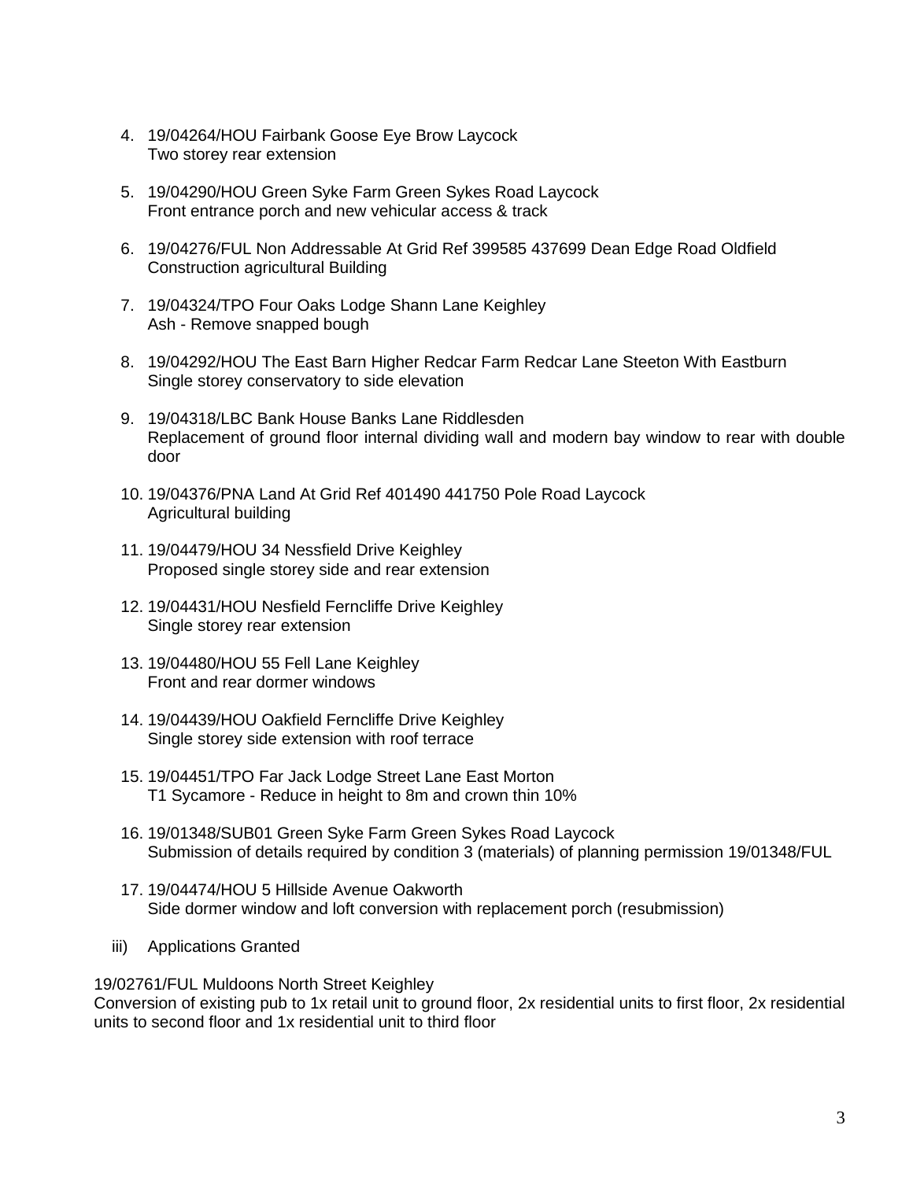4. 19/04264/HOU Fairbank Goose Eye Brow Laycock
   Two storey rear extension

5. 19/04290/HOU Green Syke Farm Green Sykes Road Laycock
   Front entrance porch and new vehicular access & track

6. 19/04276/FUL Non Addressable At Grid Ref 399585 437699 Dean Edge Road Oldfield
   Construction agricultural Building

7. 19/04324/TPO Four Oaks Lodge Shann Lane Keighley
   Ash - Remove snapped bough

8. 19/04292/HOU The East Barn Higher Redcar Farm Redcar Lane Steeton With Eastburn
   Single storey conservatory to side elevation

9. 19/04318/LBC Bank House Banks Lane Riddlesden
   Replacement of ground floor internal dividing wall and modern bay window to rear with double door

10. 19/04376/PNA Land At Grid Ref 401490 441750 Pole Road Laycock
    Agricultural building

11. 19/04479/HOU 34 Nessfield Drive Keighley
    Proposed single storey side and rear extension

12. 19/04431/HOU Nesfield Ferncliffe Drive Keighley
    Single storey rear extension

13. 19/04480/HOU 55 Fell Lane Keighley
    Front and rear dormer windows

14. 19/04439/HOU Oakfield Ferncliffe Drive Keighley
    Single storey side extension with roof terrace

15. 19/04451/TPO Far Jack Lodge Street Lane East Morton
    T1 Sycamore - Reduce in height to 8m and crown thin 10%

16. 19/01348/SUB01 Green Syke Farm Green Sykes Road Laycock
    Submission of details required by condition 3 (materials) of planning permission 19/01348/FUL

17. 19/04474/HOU 5 Hillside Avenue Oakworth
    Side dormer window and loft conversion with replacement porch (resubmission)

iii) Applications Granted

19/02761/FUL Muldoons North Street Keighley
Conversion of existing pub to 1x retail unit to ground floor, 2x residential units to first floor, 2x residential units to second floor and 1x residential unit to third floor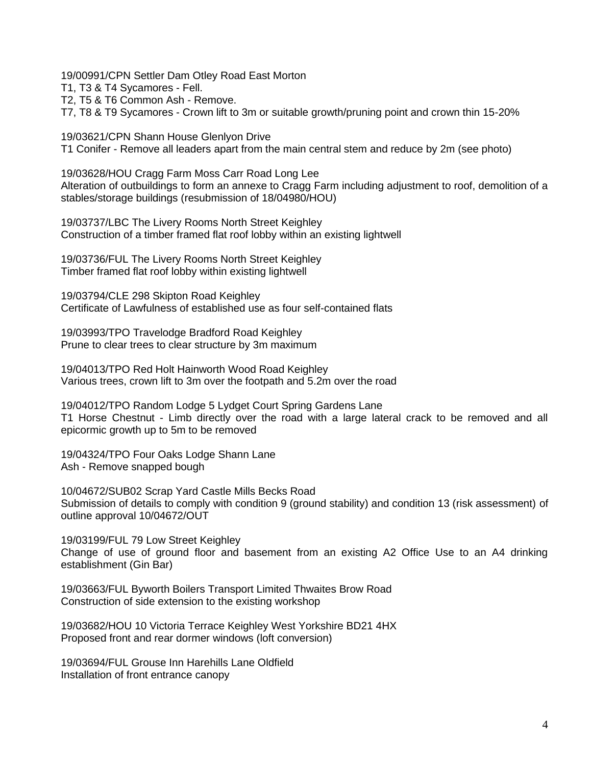19/00991/CPN Settler Dam Otley Road East Morton
T1, T3 & T4 Sycamores - Fell.
T2, T5 & T6 Common Ash - Remove.
T7, T8 & T9 Sycamores - Crown lift to 3m or suitable growth/pruning point and crown thin 15-20%

19/03621/CPN Shann House Glenlyon Drive
T1 Conifer - Remove all leaders apart from the main central stem and reduce by 2m (see photo)

19/03628/HOU Cragg Farm Moss Carr Road Long Lee
Alteration of outbuildings to form an annexe to Cragg Farm including adjustment to roof, demolition of a stables/storage buildings (resubmission of 18/04980/HOU)

19/03737/LBC The Livery Rooms North Street Keighley
Construction of a timber framed flat roof lobby within an existing lightwell

19/03736/FUL The Livery Rooms North Street Keighley
Timber framed flat roof lobby within existing lightwell

19/03794/CLE 298 Skipton Road Keighley
Certificate of Lawfulness of established use as four self-contained flats

19/03993/TPO Travelodge Bradford Road Keighley
Prune to clear trees to clear structure by 3m maximum

19/04013/TPO Red Holt Hainworth Wood Road Keighley
Various trees, crown lift to 3m over the footpath and 5.2m over the road

19/04012/TPO Random Lodge 5 Lydget Court Spring Gardens Lane
T1 Horse Chestnut - Limb directly over the road with a large lateral crack to be removed and all epicormic growth up to 5m to be removed

19/04324/TPO Four Oaks Lodge Shann Lane
Ash - Remove snapped bough

10/04672/SUB02 Scrap Yard Castle Mills Becks Road
Submission of details to comply with condition 9 (ground stability) and condition 13 (risk assessment) of outline approval 10/04672/OUT

19/03199/FUL 79 Low Street Keighley
Change of use of ground floor and basement from an existing A2 Office Use to an A4 drinking establishment (Gin Bar)

19/03663/FUL Byworth Boilers Transport Limited Thwaites Brow Road
Construction of side extension to the existing workshop

19/03682/HOU 10 Victoria Terrace Keighley West Yorkshire BD21 4HX
Proposed front and rear dormer windows (loft conversion)

19/03694/FUL Grouse Inn Harehills Lane Oldfield
Installation of front entrance canopy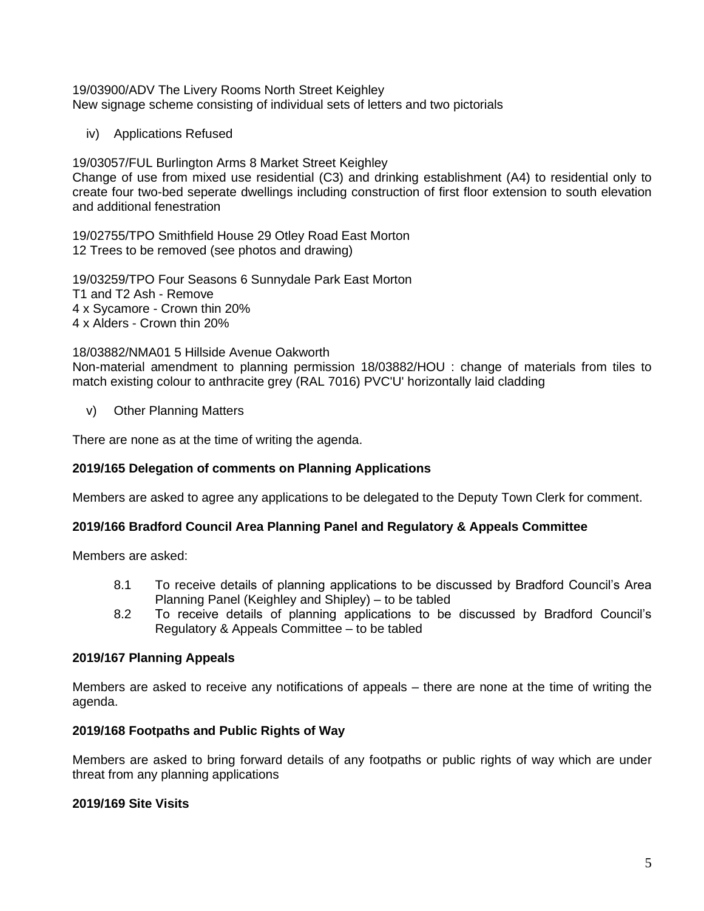19/03900/ADV The Livery Rooms North Street Keighley
New signage scheme consisting of individual sets of letters and two pictorials

iv) Applications Refused

19/03057/FUL Burlington Arms 8 Market Street Keighley
Change of use from mixed use residential (C3) and drinking establishment (A4) to residential only to create four two-bed seperate dwellings including construction of first floor extension to south elevation and additional fenestration

19/02755/TPO Smithfield House 29 Otley Road East Morton
12 Trees to be removed (see photos and drawing)

19/03259/TPO Four Seasons 6 Sunnydale Park East Morton
T1 and T2 Ash - Remove
4 x Sycamore - Crown thin 20%
4 x Alders - Crown thin 20%

18/03882/NMA01 5 Hillside Avenue Oakworth
Non-material amendment to planning permission 18/03882/HOU : change of materials from tiles to match existing colour to anthracite grey (RAL 7016) PVC'U' horizontally laid cladding

v) Other Planning Matters

There are none as at the time of writing the agenda.

**2019/165 Delegation of comments on Planning Applications**

Members are asked to agree any applications to be delegated to the Deputy Town Clerk for comment.

**2019/166 Bradford Council Area Planning Panel and Regulatory & Appeals Committee**

Members are asked:

8.1 To receive details of planning applications to be discussed by Bradford Council's Area Planning Panel (Keighley and Shipley) – to be tabled

8.2 To receive details of planning applications to be discussed by Bradford Council's Regulatory & Appeals Committee – to be tabled

**2019/167 Planning Appeals**

Members are asked to receive any notifications of appeals – there are none at the time of writing the agenda.

**2019/168 Footpaths and Public Rights of Way**

Members are asked to bring forward details of any footpaths or public rights of way which are under threat from any planning applications

**2019/169 Site Visits**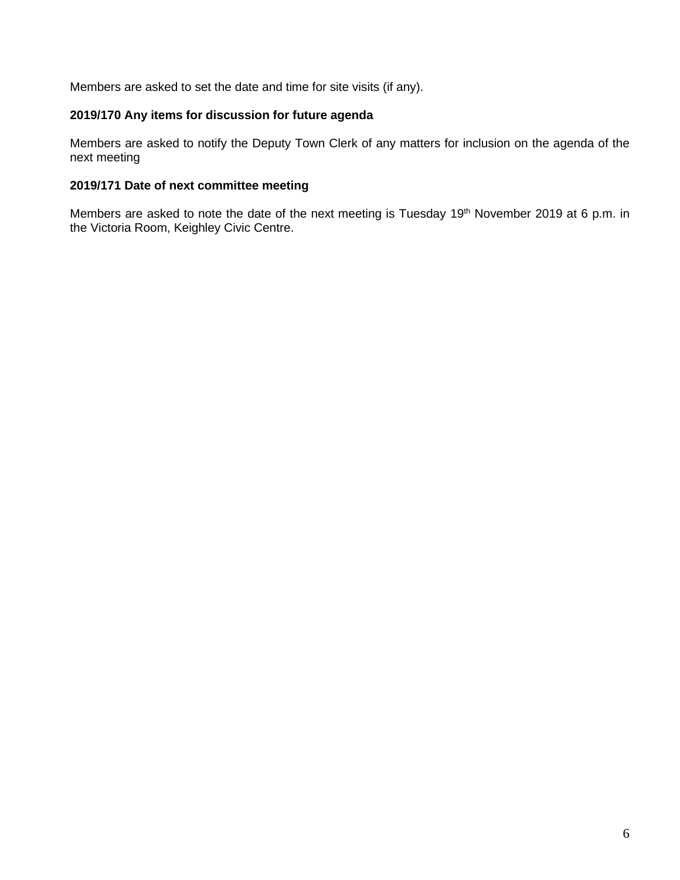Members are asked to set the date and time for site visits (if any).

**2019/170 Any items for discussion for future agenda**

Members are asked to notify the Deputy Town Clerk of any matters for inclusion on the agenda of the next meeting

**2019/171 Date of next committee meeting**

Members are asked to note the date of the next meeting is Tuesday 19th November 2019 at 6 p.m. in the Victoria Room, Keighley Civic Centre.